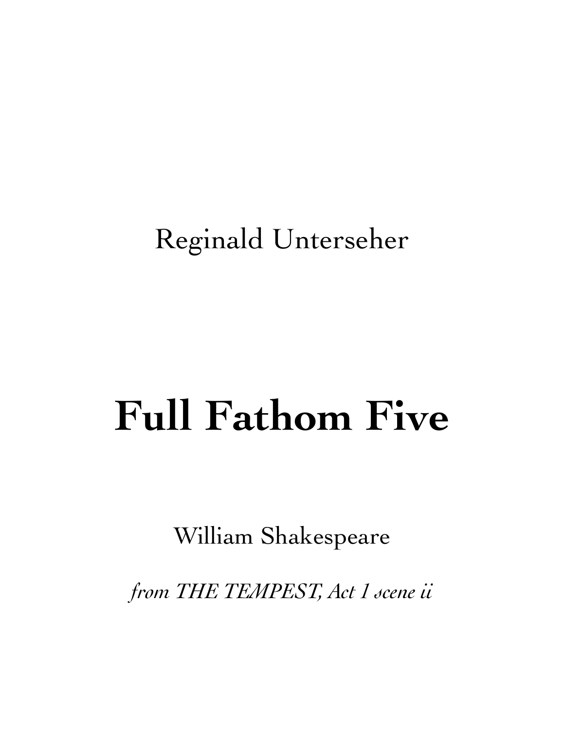Reginald Unterseher

# Full Fathom Five

William Shakespeare

*from THE TEMPEST, Act 1 scene ii*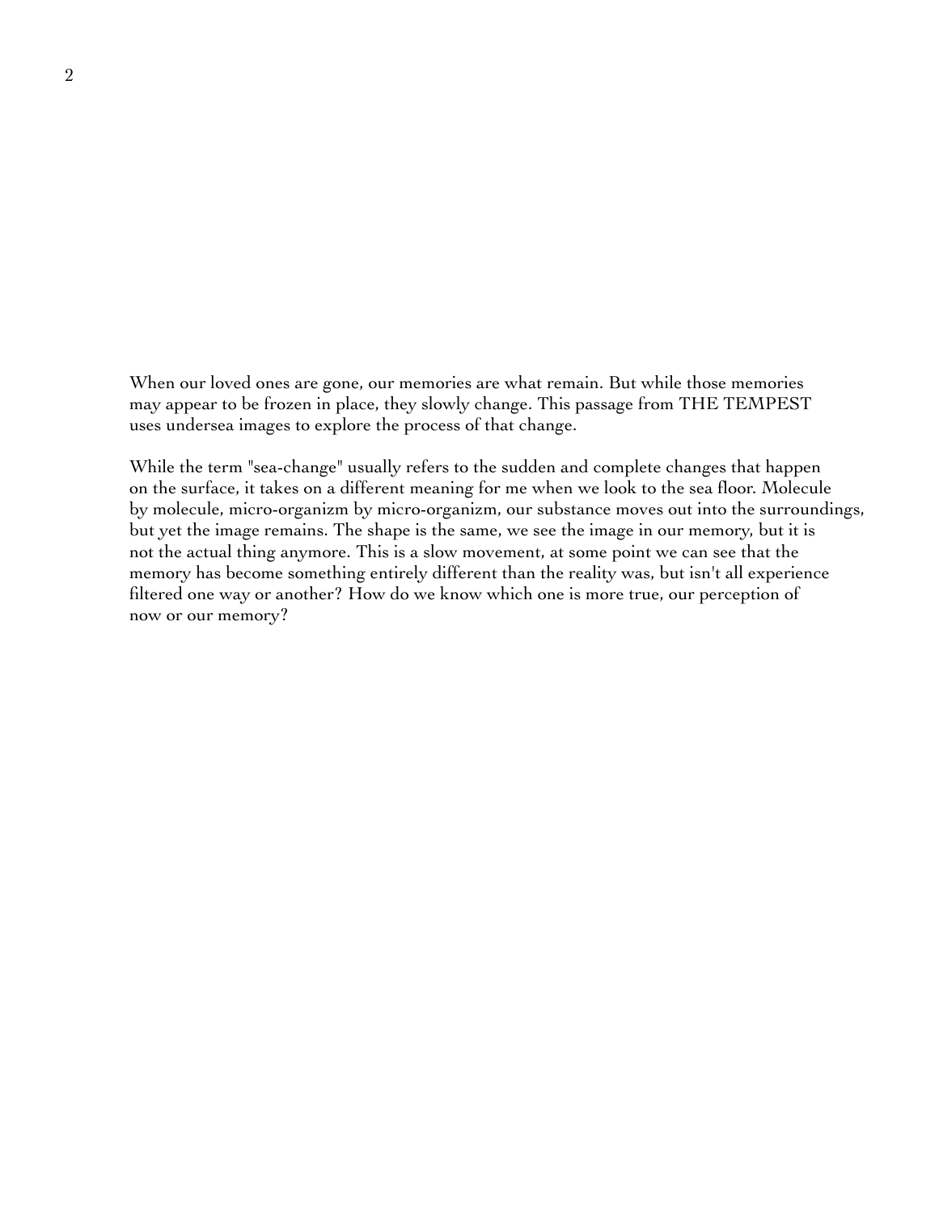When our loved ones are gone, our memories are what remain. But while those memories may appear to be frozen in place, they slowly change. This passage from THE TEMPEST uses undersea images to explore the process of that change.

While the term "sea-change" usually refers to the sudden and complete changes that happen on the surface, it takes on a different meaning for me when we look to the sea floor. Molecule by molecule, micro-organizm by micro-organizm, our substance moves out into the surroundings, but yet the image remains. The shape is the same, we see the image in our memory, but it is not the actual thing anymore. This is a slow movement, at some point we can see that the memory has become something entirely different than the reality was, but isn't all experience filtered one way or another? How do we know which one is more true, our perception of now or our memory?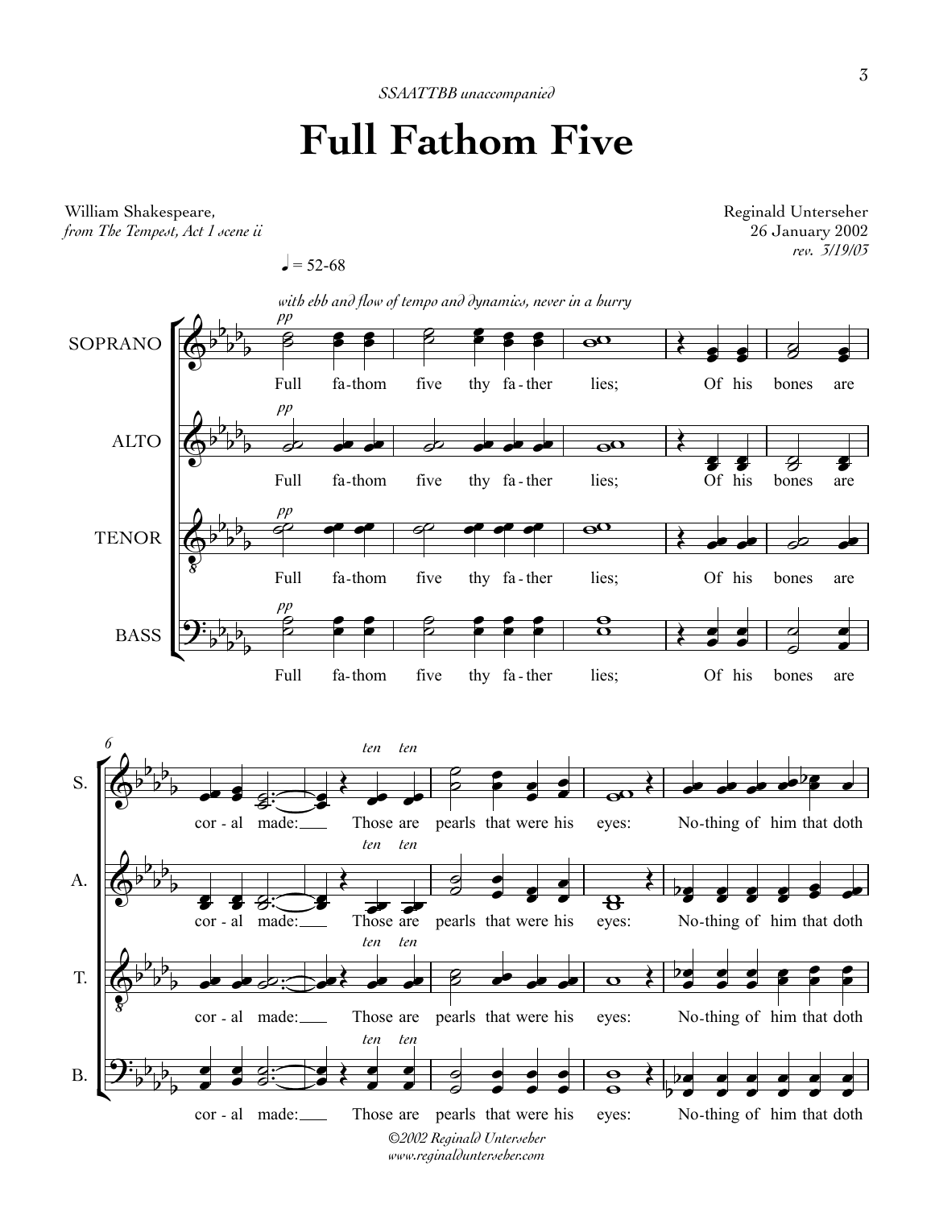*SSAATTBB unaccompanied*

# Full Fathom Five

William Shakespeare,
*from The Tempest, Act 1 scene ii*

Reginald Unterseher
26 January 2002
*rev. 3/19/03*

♩ = 52-68

*with ebb and flow of tempo and dynamics, never in a hurry*

SOPRANO, ALTO, TENOR, BASS (*pp*):

Full fa-thom five thy fa - ther lies; Of his bones are

cor - al made: Those are pearls that were his eyes: No-thing of him that doth

*©2002 Reginald Unterseher*
*www.reginaldunterseher.com*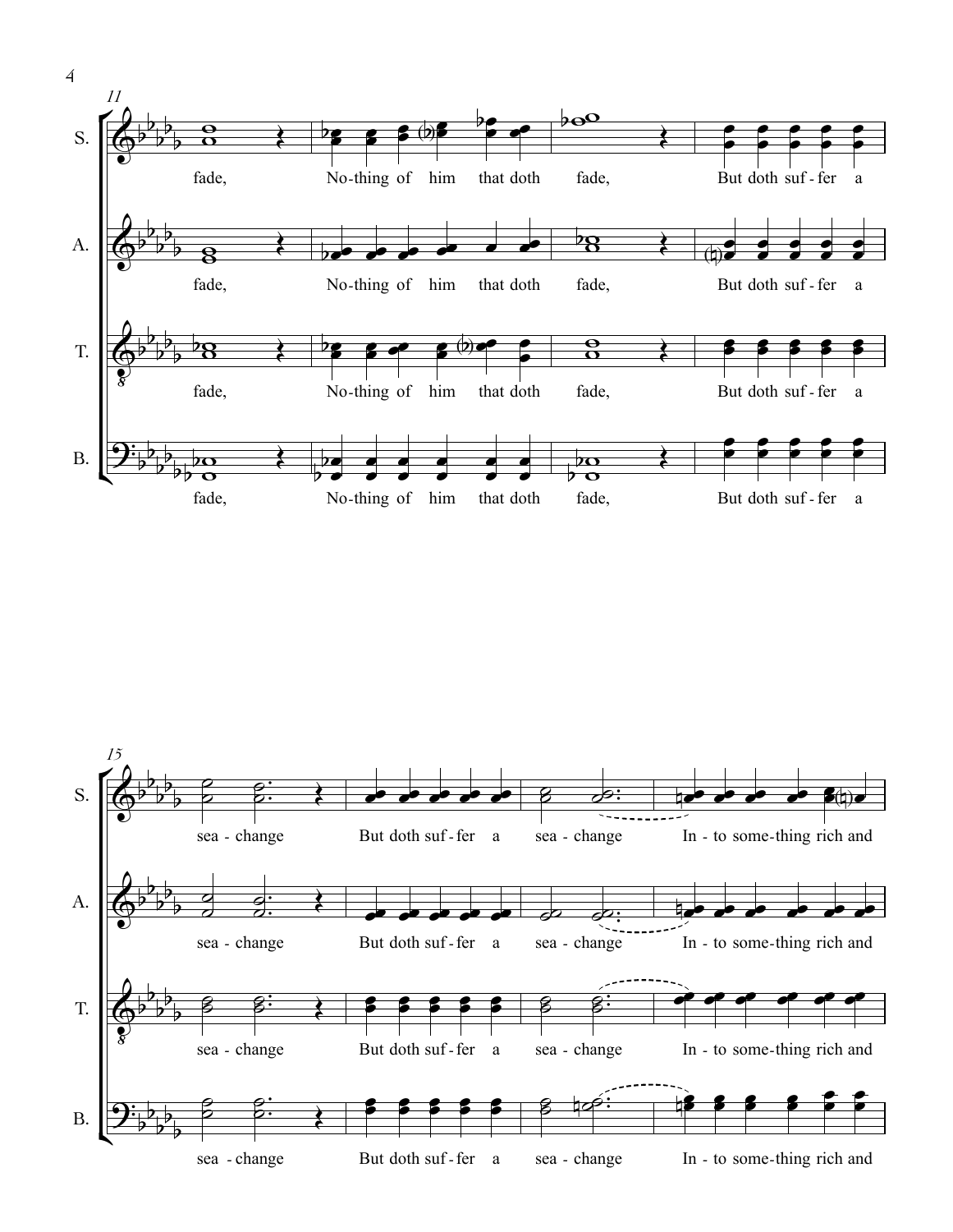11

S. fade, No-thing of him that doth fade, But doth suf-fer a

A. fade, No-thing of him that doth fade, But doth suf-fer a

T. fade, No-thing of him that doth fade, But doth suf-fer a

B. fade, No-thing of him that doth fade, But doth suf-fer a

15

S. sea - change But doth suf-fer a sea - change In - to some-thing rich and

A. sea - change But doth suf-fer a sea - change In - to some-thing rich and

T. sea - change But doth suf-fer a sea - change In - to some-thing rich and

B. sea - change But doth suf-fer a sea - change In - to some-thing rich and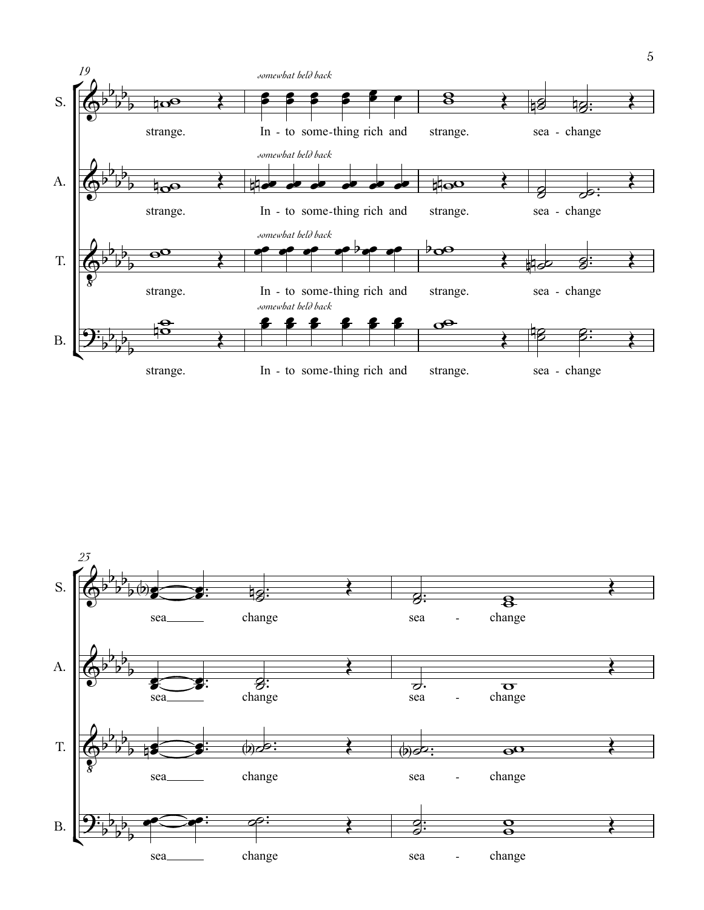19

*somewhat held back*

S. strange. In - to some-thing rich and strange. sea - change

A. strange. In - to some-thing rich and strange. sea - change

T. strange. In - to some-thing rich and strange. sea - change

B. strange. In - to some-thing rich and strange. sea - change

23

S. sea change sea - change

A. sea change sea - change

T. sea change sea - change

B. sea change sea - change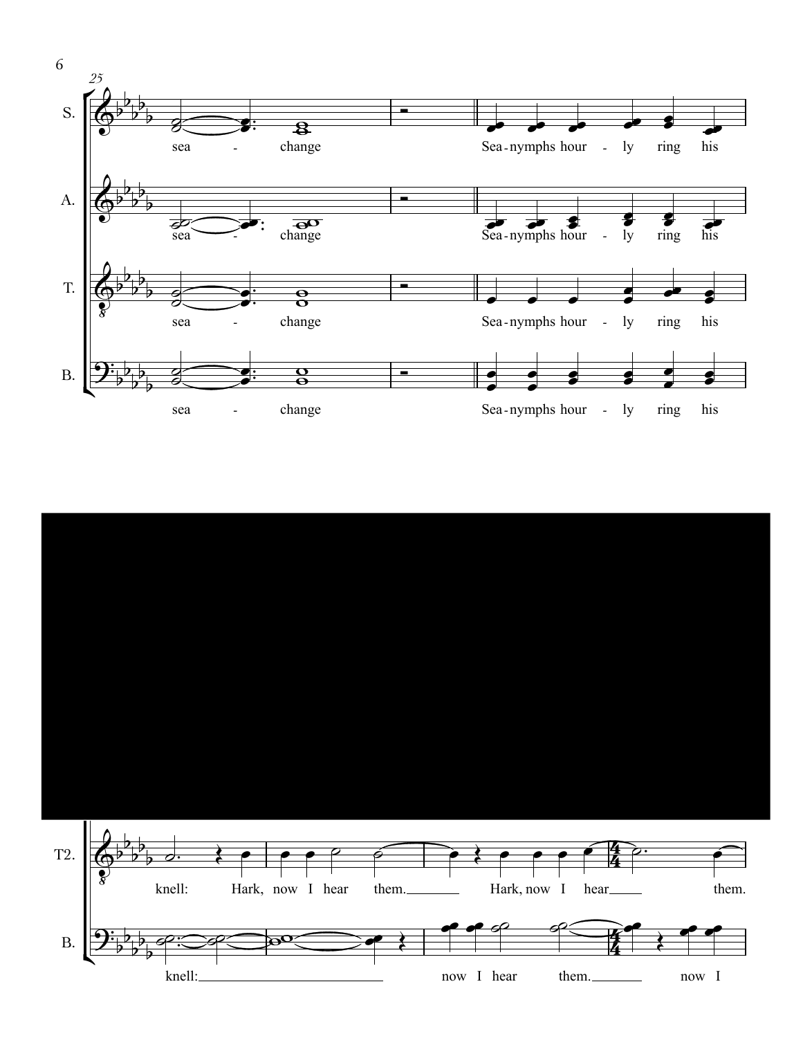S. sea - change Sea-nymphs hour - ly ring his

A. sea - change Sea-nymphs hour - ly ring his

T. sea - change Sea-nymphs hour - ly ring his

B. sea - change Sea-nymphs hour - ly ring his

T2. knell: Hark, now I hear them. Hark, now I hear them.

B. knell: now I hear them. now I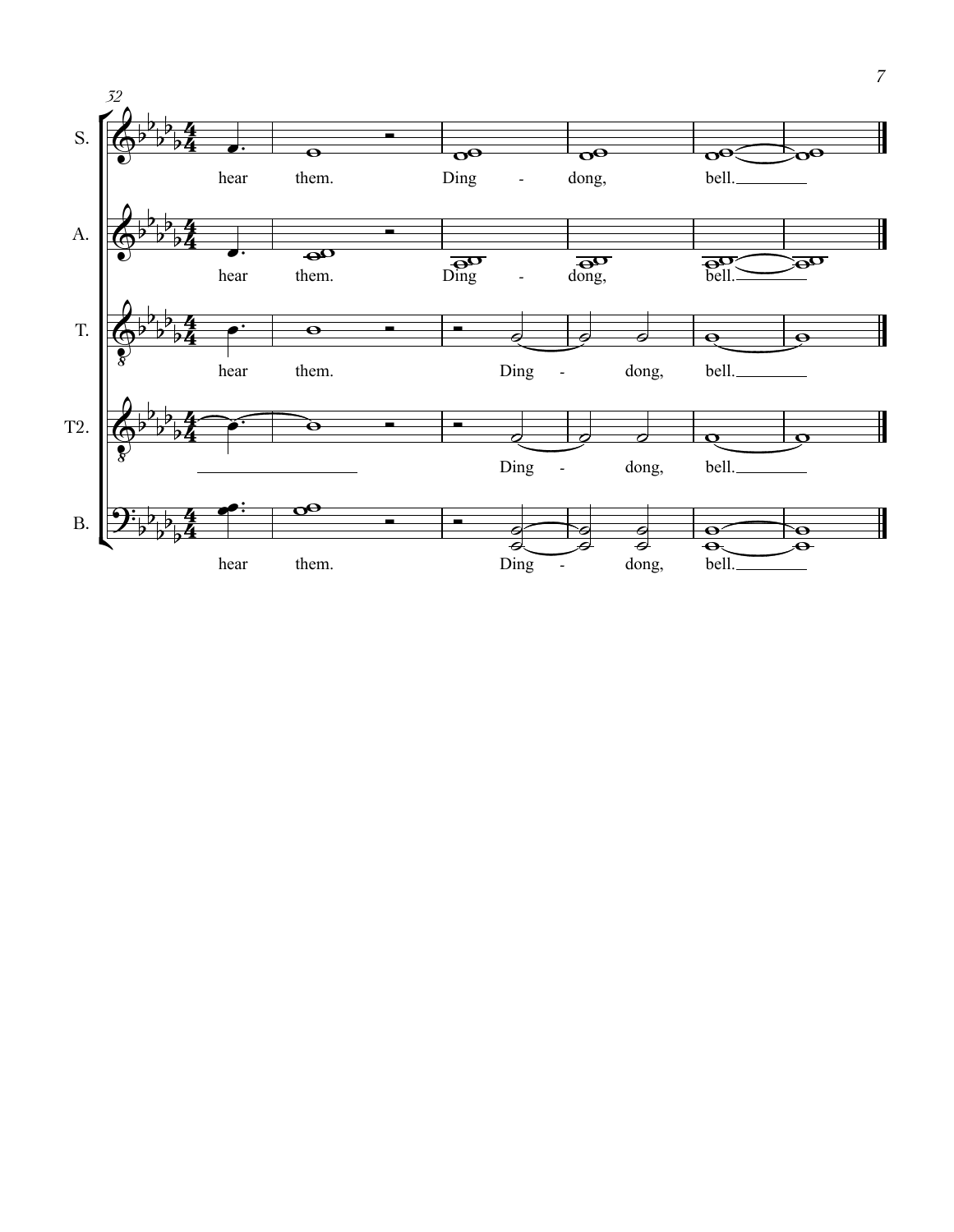S. hear them. Ding - dong, bell.

A. hear them. Ding - dong, bell.

T. hear them. Ding - dong, bell.

T2. Ding - dong, bell.

B. hear them. Ding - dong, bell.